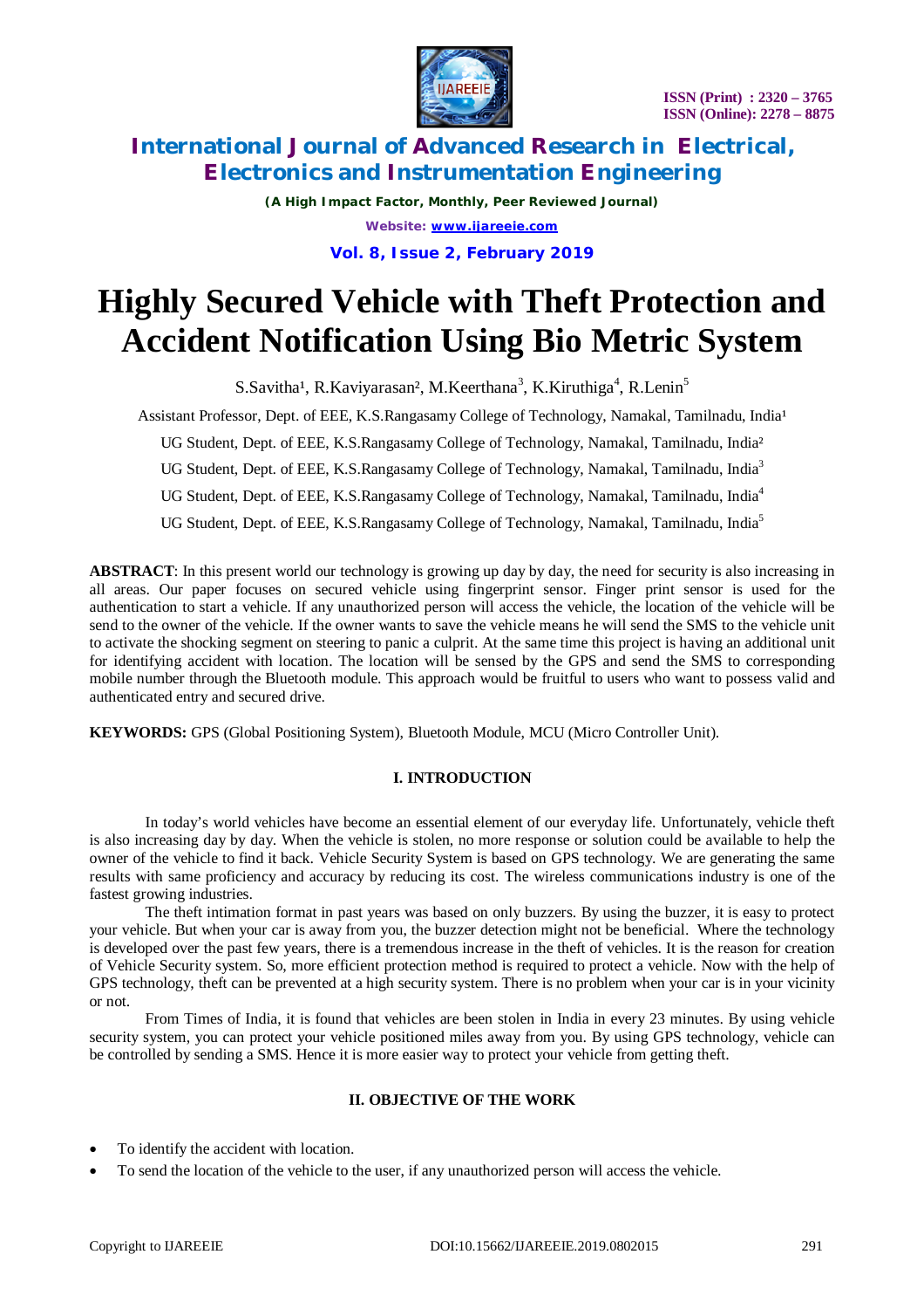# Highly Secured Vehicle with Theft Protection and Accident Notification Using Bio Metric System

S.Savitha[1], R.Kaviyarasan[2], M.Keerthana[3], K.Kiruthiga[4], R.Lenin[5]

Assistant Professor, Dept. of EEE, K.S.Rangasamy College of Technology, Namakal, Tamilnadu, India[1]

UG Student, Dept. of EEE, K.S.Rangasamy College of Technology, Namakal, Tamilnadu, India[2]

UG Student, Dept. of EEE, K.S.Rangasamy College of Technology, Namakal, Tamilnadu, India[3]

UG Student, Dept. of EEE, K.S.Rangasamy College of Technology, Namakal, Tamilnadu, India[4]

UG Student, Dept. of EEE, K.S.Rangasamy College of Technology, Namakal, Tamilnadu, India[5]

**ABSTRACT**: In this present world our technology is growing up day by day, the need for security is also increasing in all areas. Our paper focuses on secured vehicle using fingerprint sensor. Finger print sensor is used for the authentication to start a vehicle. If any unauthorized person will access the vehicle, the location of the vehicle will be send to the owner of the vehicle. If the owner wants to save the vehicle means he will send the SMS to the vehicle unit to activate the shocking segment on steering to panic a culprit. At the same time this project is having an additional unit for identifying accident with location. The location will be sensed by the GPS and send the SMS to corresponding mobile number through the Bluetooth module. This approach would be fruitful to users who want to possess valid and authenticated entry and secured drive.

**KEYWORDS:** GPS (Global Positioning System), Bluetooth Module, MCU (Micro Controller Unit).

## I. INTRODUCTION

In today's world vehicles have become an essential element of our everyday life. Unfortunately, vehicle theft is also increasing day by day. When the vehicle is stolen, no more response or solution could be available to help the owner of the vehicle to find it back. Vehicle Security System is based on GPS technology. We are generating the same results with same proficiency and accuracy by reducing its cost. The wireless communications industry is one of the fastest growing industries.

The theft intimation format in past years was based on only buzzers. By using the buzzer, it is easy to protect your vehicle. But when your car is away from you, the buzzer detection might not be beneficial. Where the technology is developed over the past few years, there is a tremendous increase in the theft of vehicles. It is the reason for creation of Vehicle Security system. So, more efficient protection method is required to protect a vehicle. Now with the help of GPS technology, theft can be prevented at a high security system. There is no problem when your car is in your vicinity or not.

From Times of India, it is found that vehicles are been stolen in India in every 23 minutes. By using vehicle security system, you can protect your vehicle positioned miles away from you. By using GPS technology, vehicle can be controlled by sending a SMS. Hence it is more easier way to protect your vehicle from getting theft.

## II. OBJECTIVE OF THE WORK

- To identify the accident with location.
- To send the location of the vehicle to the user, if any unauthorized person will access the vehicle.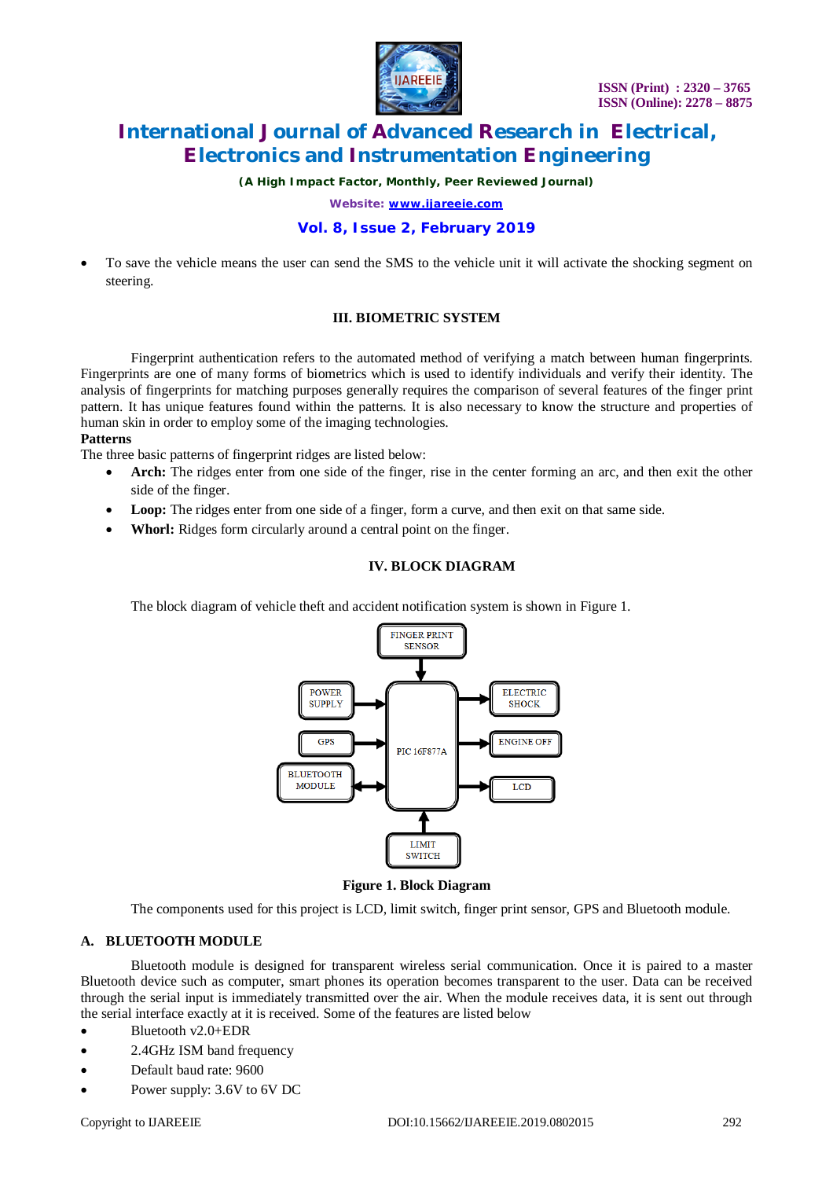- To save the vehicle means the user can send the SMS to the vehicle unit it will activate the shocking segment on steering.

## III. BIOMETRIC SYSTEM

Fingerprint authentication refers to the automated method of verifying a match between human fingerprints. Fingerprints are one of many forms of biometrics which is used to identify individuals and verify their identity. The analysis of fingerprints for matching purposes generally requires the comparison of several features of the finger print pattern. It has unique features found within the patterns. It is also necessary to know the structure and properties of human skin in order to employ some of the imaging technologies.

**Patterns**

The three basic patterns of fingerprint ridges are listed below:

- **Arch:** The ridges enter from one side of the finger, rise in the center forming an arc, and then exit the other side of the finger.
- **Loop:** The ridges enter from one side of a finger, form a curve, and then exit on that same side.
- **Whorl:** Ridges form circularly around a central point on the finger.

## IV. BLOCK DIAGRAM

The block diagram of vehicle theft and accident notification system is shown in Figure 1.

FINGER PRINT SENSOR, POWER SUPPLY, GPS, BLUETOOTH MODULE, PIC 16F877A, ELECTRIC SHOCK, ENGINE OFF, LCD, LIMIT SWITCH

**Figure 1. Block Diagram**

The components used for this project is LCD, limit switch, finger print sensor, GPS and Bluetooth module.

### A. BLUETOOTH MODULE

Bluetooth module is designed for transparent wireless serial communication. Once it is paired to a master Bluetooth device such as computer, smart phones its operation becomes transparent to the user. Data can be received through the serial input is immediately transmitted over the air. When the module receives data, it is sent out through the serial interface exactly at it is received. Some of the features are listed below

- Bluetooth v2.0+EDR
- 2.4GHz ISM band frequency
- Default baud rate: 9600
- Power supply: 3.6V to 6V DC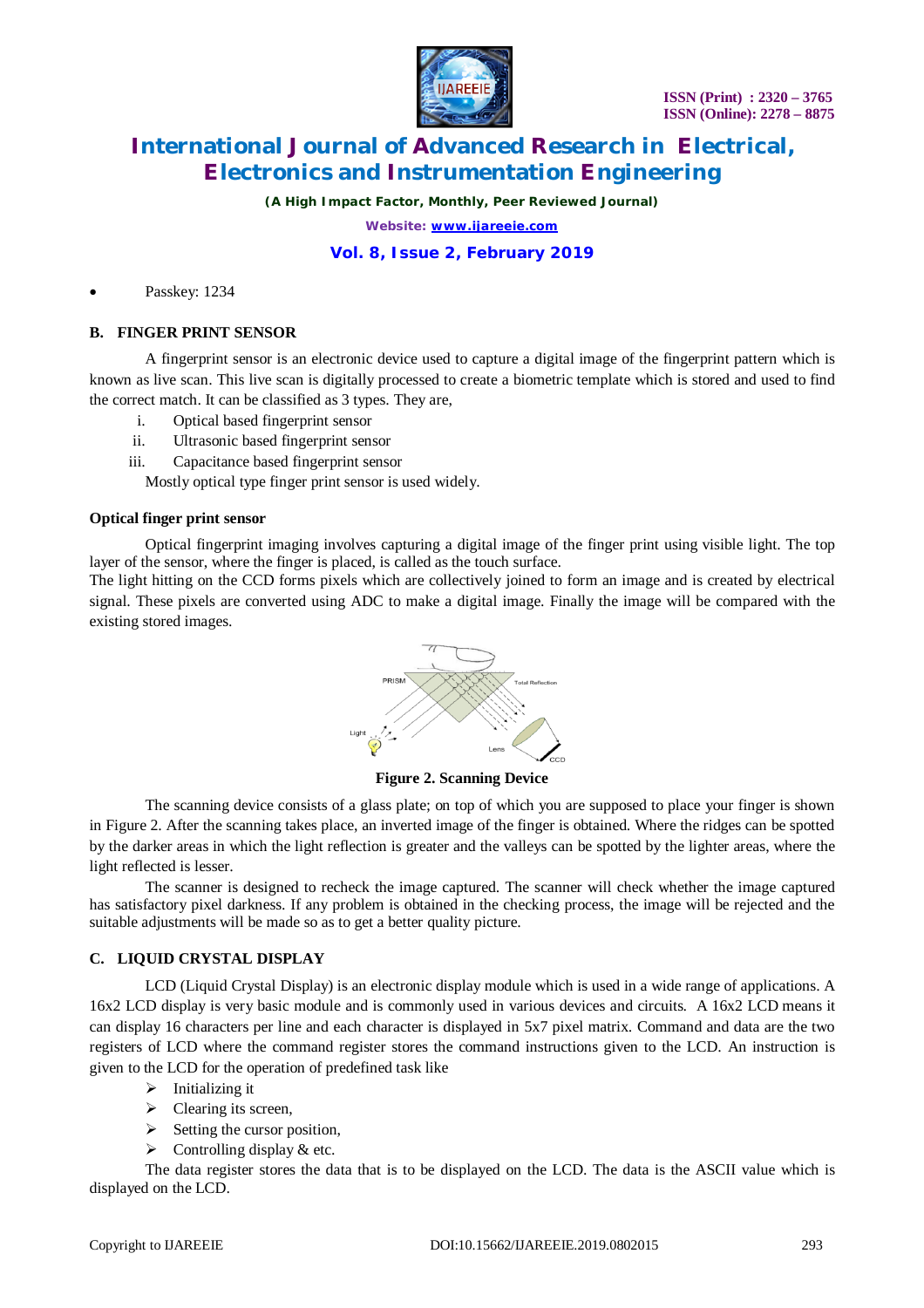- Passkey: 1234

### B. FINGER PRINT SENSOR

A fingerprint sensor is an electronic device used to capture a digital image of the fingerprint pattern which is known as live scan. This live scan is digitally processed to create a biometric template which is stored and used to find the correct match. It can be classified as 3 types. They are,

i. Optical based fingerprint sensor
ii. Ultrasonic based fingerprint sensor
iii. Capacitance based fingerprint sensor

Mostly optical type finger print sensor is used widely.

**Optical finger print sensor**

Optical fingerprint imaging involves capturing a digital image of the finger print using visible light. The top layer of the sensor, where the finger is placed, is called as the touch surface.
The light hitting on the CCD forms pixels which are collectively joined to form an image and is created by electrical signal. These pixels are converted using ADC to make a digital image. Finally the image will be compared with the existing stored images.

**Figure 2. Scanning Device**

The scanning device consists of a glass plate; on top of which you are supposed to place your finger is shown in Figure 2. After the scanning takes place, an inverted image of the finger is obtained. Where the ridges can be spotted by the darker areas in which the light reflection is greater and the valleys can be spotted by the lighter areas, where the light reflected is lesser.

The scanner is designed to recheck the image captured. The scanner will check whether the image captured has satisfactory pixel darkness. If any problem is obtained in the checking process, the image will be rejected and the suitable adjustments will be made so as to get a better quality picture.

### C. LIQUID CRYSTAL DISPLAY

LCD (Liquid Crystal Display) is an electronic display module which is used in a wide range of applications. A 16x2 LCD display is very basic module and is commonly used in various devices and circuits. A 16x2 LCD means it can display 16 characters per line and each character is displayed in 5x7 pixel matrix. Command and data are the two registers of LCD where the command register stores the command instructions given to the LCD. An instruction is given to the LCD for the operation of predefined task like

- Initializing it
- Clearing its screen,
- Setting the cursor position,
- Controlling display & etc.

The data register stores the data that is to be displayed on the LCD. The data is the ASCII value which is displayed on the LCD.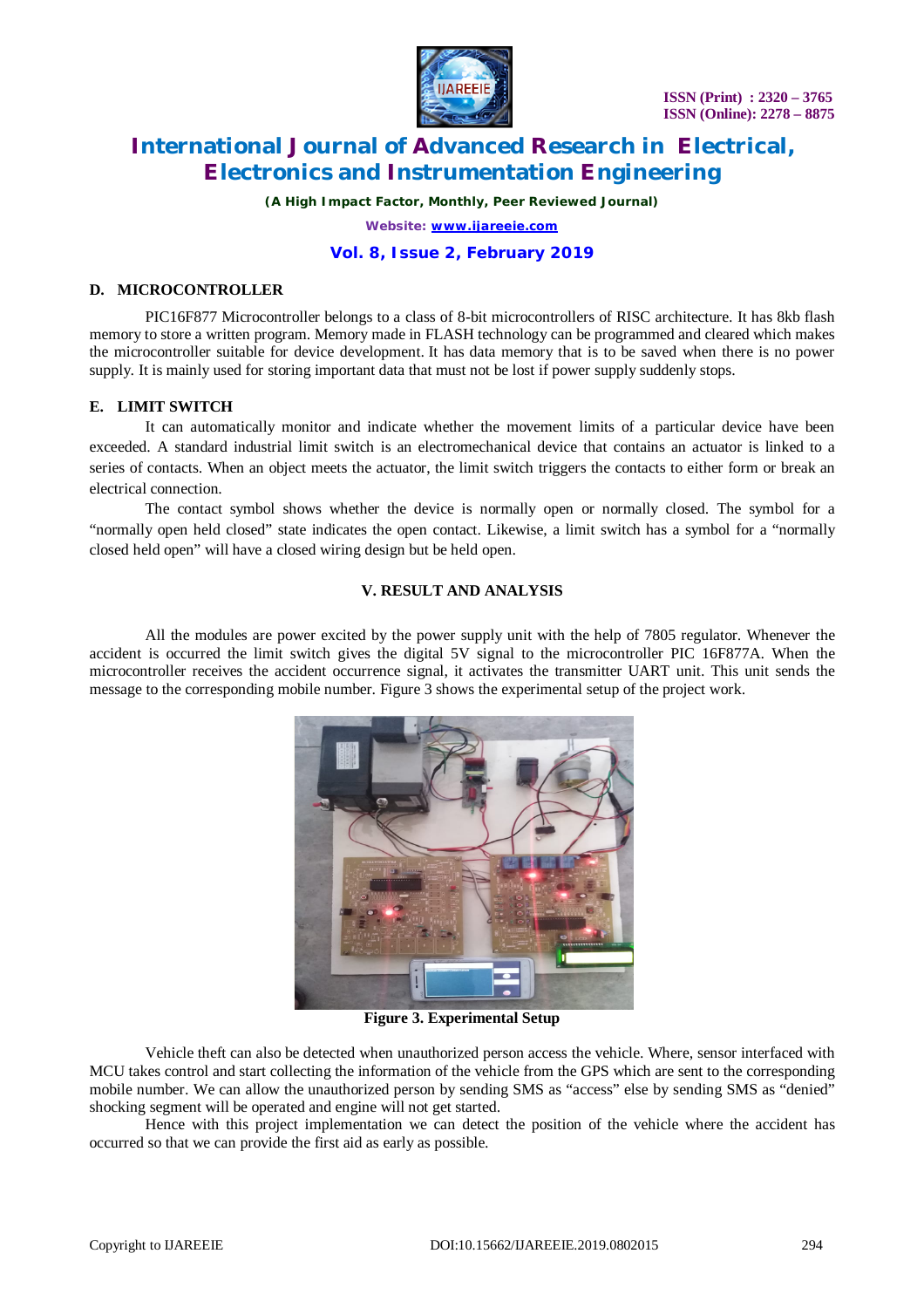### D. MICROCONTROLLER

PIC16F877 Microcontroller belongs to a class of 8-bit microcontrollers of RISC architecture. It has 8kb flash memory to store a written program. Memory made in FLASH technology can be programmed and cleared which makes the microcontroller suitable for device development. It has data memory that is to be saved when there is no power supply. It is mainly used for storing important data that must not be lost if power supply suddenly stops.

### E. LIMIT SWITCH

It can automatically monitor and indicate whether the movement limits of a particular device have been exceeded. A standard industrial limit switch is an electromechanical device that contains an actuator is linked to a series of contacts. When an object meets the actuator, the limit switch triggers the contacts to either form or break an electrical connection.

The contact symbol shows whether the device is normally open or normally closed. The symbol for a "normally open held closed" state indicates the open contact. Likewise, a limit switch has a symbol for a "normally closed held open" will have a closed wiring design but be held open.

## V. RESULT AND ANALYSIS

All the modules are power excited by the power supply unit with the help of 7805 regulator. Whenever the accident is occurred the limit switch gives the digital 5V signal to the microcontroller PIC 16F877A. When the microcontroller receives the accident occurrence signal, it activates the transmitter UART unit. This unit sends the message to the corresponding mobile number. Figure 3 shows the experimental setup of the project work.

**Figure 3. Experimental Setup**

Vehicle theft can also be detected when unauthorized person access the vehicle. Where, sensor interfaced with MCU takes control and start collecting the information of the vehicle from the GPS which are sent to the corresponding mobile number. We can allow the unauthorized person by sending SMS as "access" else by sending SMS as "denied" shocking segment will be operated and engine will not get started.

Hence with this project implementation we can detect the position of the vehicle where the accident has occurred so that we can provide the first aid as early as possible.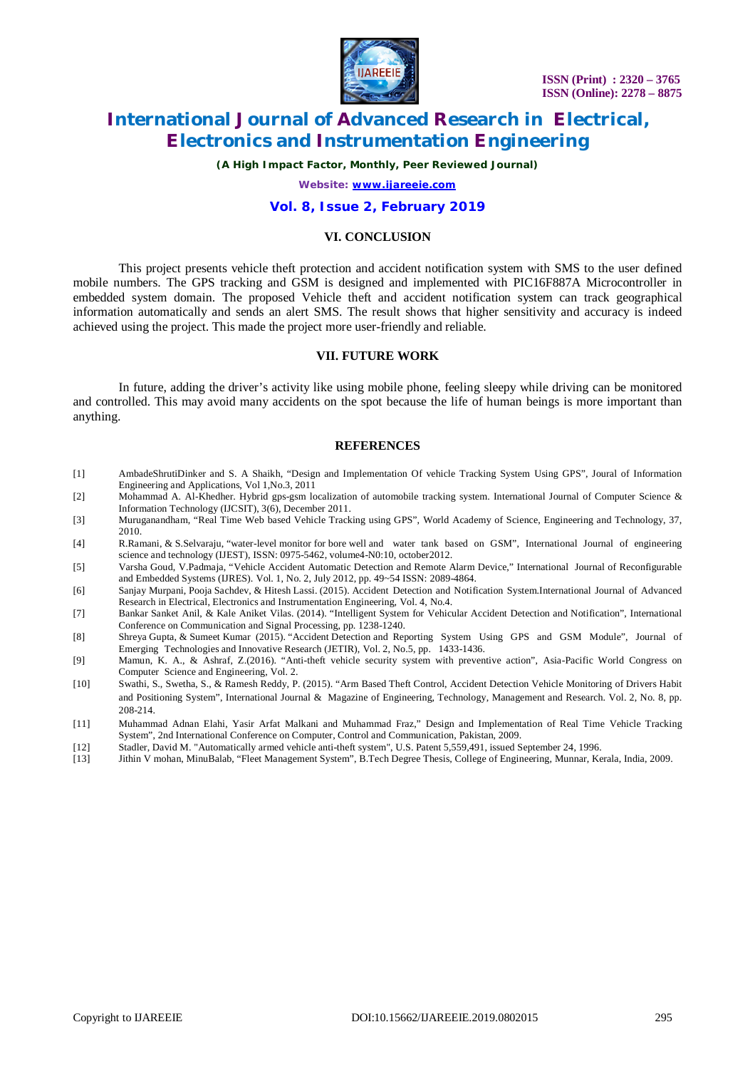## VI. CONCLUSION

This project presents vehicle theft protection and accident notification system with SMS to the user defined mobile numbers. The GPS tracking and GSM is designed and implemented with PIC16F887A Microcontroller in embedded system domain. The proposed Vehicle theft and accident notification system can track geographical information automatically and sends an alert SMS. The result shows that higher sensitivity and accuracy is indeed achieved using the project. This made the project more user-friendly and reliable.

## VII. FUTURE WORK

In future, adding the driver's activity like using mobile phone, feeling sleepy while driving can be monitored and controlled. This may avoid many accidents on the spot because the life of human beings is more important than anything.

## REFERENCES

[1] AmbadeShrutiDinker and S. A Shaikh, "Design and Implementation Of vehicle Tracking System Using GPS", Joural of Information Engineering and Applications, Vol 1,No.3, 2011

[2] Mohammad A. Al-Khedher. Hybrid gps-gsm localization of automobile tracking system. International Journal of Computer Science & Information Technology (IJCSIT), 3(6), December 2011.

[3] Muruganandham, "Real Time Web based Vehicle Tracking using GPS", World Academy of Science, Engineering and Technology, 37, 2010.

[4] R.Ramani, & S.Selvaraju, "water-level monitor for bore well and water tank based on GSM", International Journal of engineering science and technology (IJEST), ISSN: 0975-5462, volume4-N0:10, october2012.

[5] Varsha Goud, V.Padmaja, "Vehicle Accident Automatic Detection and Remote Alarm Device," International Journal of Reconfigurable and Embedded Systems (IJRES). Vol. 1, No. 2, July 2012, pp. 49~54 ISSN: 2089-4864.

[6] Sanjay Murpani, Pooja Sachdev, & Hitesh Lassi. (2015). Accident Detection and Notification System.International Journal of Advanced Research in Electrical, Electronics and Instrumentation Engineering, Vol. 4, No.4.

[7] Bankar Sanket Anil, & Kale Aniket Vilas. (2014). "Intelligent System for Vehicular Accident Detection and Notification", International Conference on Communication and Signal Processing, pp. 1238-1240.

[8] Shreya Gupta, & Sumeet Kumar (2015). "Accident Detection and Reporting System Using GPS and GSM Module", Journal of Emerging Technologies and Innovative Research (JETIR), Vol. 2, No.5, pp. 1433-1436.

[9] Mamun, K. A., & Ashraf, Z.(2016). "Anti-theft vehicle security system with preventive action", Asia-Pacific World Congress on Computer Science and Engineering, Vol. 2.

[10] Swathi, S., Swetha, S., & Ramesh Reddy, P. (2015). "Arm Based Theft Control, Accident Detection Vehicle Monitoring of Drivers Habit and Positioning System", International Journal & Magazine of Engineering, Technology, Management and Research. Vol. 2, No. 8, pp. 208-214.

[11] Muhammad Adnan Elahi, Yasir Arfat Malkani and Muhammad Fraz," Design and Implementation of Real Time Vehicle Tracking System", 2nd International Conference on Computer, Control and Communication, Pakistan, 2009.

[12] Stadler, David M. "Automatically armed vehicle anti-theft system", U.S. Patent 5,559,491, issued September 24, 1996.

[13] Jithin V mohan, MinuBalab, "Fleet Management System", B.Tech Degree Thesis, College of Engineering, Munnar, Kerala, India, 2009.